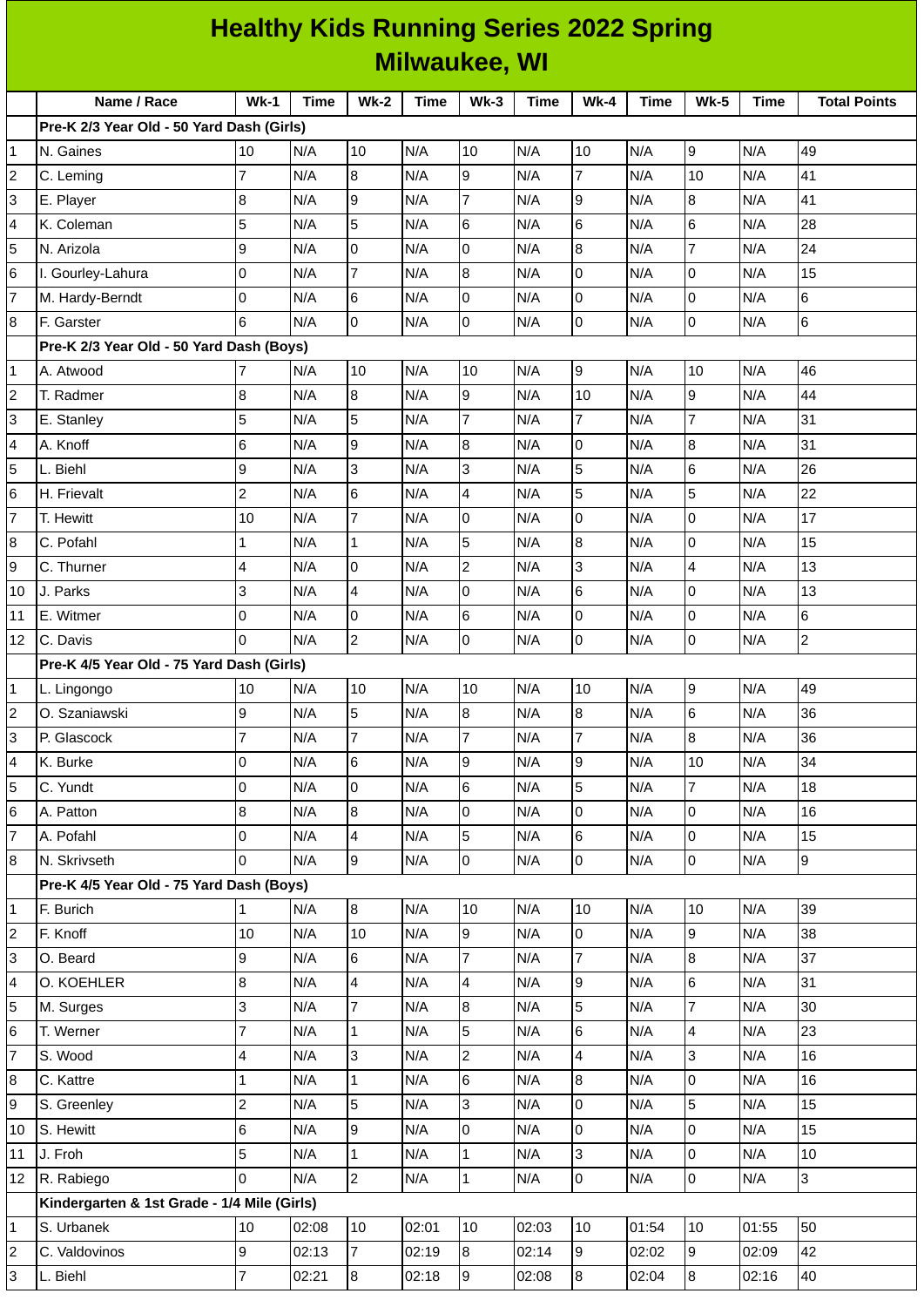# Healthy Kids Running Series 2022 Spring
## Milwaukee, WI

| | Name / Race | Wk-1 | Time | Wk-2 | Time | Wk-3 | Time | Wk-4 | Time | Wk-5 | Time | Total Points |
|---|---|---|---|---|---|---|---|---|---|---|---|---|
| | **Pre-K 2/3 Year Old - 50 Yard Dash (Girls)** | | | | | | | | | | | |
| 1 | N. Gaines | 10 | N/A | 10 | N/A | 10 | N/A | 10 | N/A | 9 | N/A | 49 |
| 2 | C. Leming | 7 | N/A | 8 | N/A | 9 | N/A | 7 | N/A | 10 | N/A | 41 |
| 3 | E. Player | 8 | N/A | 9 | N/A | 7 | N/A | 9 | N/A | 8 | N/A | 41 |
| 4 | K. Coleman | 5 | N/A | 5 | N/A | 6 | N/A | 6 | N/A | 6 | N/A | 28 |
| 5 | N. Arizola | 9 | N/A | 0 | N/A | 0 | N/A | 8 | N/A | 7 | N/A | 24 |
| 6 | I. Gourley-Lahura | 0 | N/A | 7 | N/A | 8 | N/A | 0 | N/A | 0 | N/A | 15 |
| 7 | M. Hardy-Berndt | 0 | N/A | 6 | N/A | 0 | N/A | 0 | N/A | 0 | N/A | 6 |
| 8 | F. Garster | 6 | N/A | 0 | N/A | 0 | N/A | 0 | N/A | 0 | N/A | 6 |
| | **Pre-K 2/3 Year Old - 50 Yard Dash (Boys)** | | | | | | | | | | | |
| 1 | A. Atwood | 7 | N/A | 10 | N/A | 10 | N/A | 9 | N/A | 10 | N/A | 46 |
| 2 | T. Radmer | 8 | N/A | 8 | N/A | 9 | N/A | 10 | N/A | 9 | N/A | 44 |
| 3 | E. Stanley | 5 | N/A | 5 | N/A | 7 | N/A | 7 | N/A | 7 | N/A | 31 |
| 4 | A. Knoff | 6 | N/A | 9 | N/A | 8 | N/A | 0 | N/A | 8 | N/A | 31 |
| 5 | L. Biehl | 9 | N/A | 3 | N/A | 3 | N/A | 5 | N/A | 6 | N/A | 26 |
| 6 | H. Frievalt | 2 | N/A | 6 | N/A | 4 | N/A | 5 | N/A | 5 | N/A | 22 |
| 7 | T. Hewitt | 10 | N/A | 7 | N/A | 0 | N/A | 0 | N/A | 0 | N/A | 17 |
| 8 | C. Pofahl | 1 | N/A | 1 | N/A | 5 | N/A | 8 | N/A | 0 | N/A | 15 |
| 9 | C. Thurner | 4 | N/A | 0 | N/A | 2 | N/A | 3 | N/A | 4 | N/A | 13 |
| 10 | J. Parks | 3 | N/A | 4 | N/A | 0 | N/A | 6 | N/A | 0 | N/A | 13 |
| 11 | E. Witmer | 0 | N/A | 0 | N/A | 6 | N/A | 0 | N/A | 0 | N/A | 6 |
| 12 | C. Davis | 0 | N/A | 2 | N/A | 0 | N/A | 0 | N/A | 0 | N/A | 2 |
| | **Pre-K 4/5 Year Old - 75 Yard Dash (Girls)** | | | | | | | | | | | |
| 1 | L. Lingongo | 10 | N/A | 10 | N/A | 10 | N/A | 10 | N/A | 9 | N/A | 49 |
| 2 | O. Szaniawski | 9 | N/A | 5 | N/A | 8 | N/A | 8 | N/A | 6 | N/A | 36 |
| 3 | P. Glascock | 7 | N/A | 7 | N/A | 7 | N/A | 7 | N/A | 8 | N/A | 36 |
| 4 | K. Burke | 0 | N/A | 6 | N/A | 9 | N/A | 9 | N/A | 10 | N/A | 34 |
| 5 | C. Yundt | 0 | N/A | 0 | N/A | 6 | N/A | 5 | N/A | 7 | N/A | 18 |
| 6 | A. Patton | 8 | N/A | 8 | N/A | 0 | N/A | 0 | N/A | 0 | N/A | 16 |
| 7 | A. Pofahl | 0 | N/A | 4 | N/A | 5 | N/A | 6 | N/A | 0 | N/A | 15 |
| 8 | N. Skrivseth | 0 | N/A | 9 | N/A | 0 | N/A | 0 | N/A | 0 | N/A | 9 |
| | **Pre-K 4/5 Year Old - 75 Yard Dash (Boys)** | | | | | | | | | | | |
| 1 | F. Burich | 1 | N/A | 8 | N/A | 10 | N/A | 10 | N/A | 10 | N/A | 39 |
| 2 | F. Knoff | 10 | N/A | 10 | N/A | 9 | N/A | 0 | N/A | 9 | N/A | 38 |
| 3 | O. Beard | 9 | N/A | 6 | N/A | 7 | N/A | 7 | N/A | 8 | N/A | 37 |
| 4 | O. KOEHLER | 8 | N/A | 4 | N/A | 4 | N/A | 9 | N/A | 6 | N/A | 31 |
| 5 | M. Surges | 3 | N/A | 7 | N/A | 8 | N/A | 5 | N/A | 7 | N/A | 30 |
| 6 | T. Werner | 7 | N/A | 1 | N/A | 5 | N/A | 6 | N/A | 4 | N/A | 23 |
| 7 | S. Wood | 4 | N/A | 3 | N/A | 2 | N/A | 4 | N/A | 3 | N/A | 16 |
| 8 | C. Kattre | 1 | N/A | 1 | N/A | 6 | N/A | 8 | N/A | 0 | N/A | 16 |
| 9 | S. Greenley | 2 | N/A | 5 | N/A | 3 | N/A | 0 | N/A | 5 | N/A | 15 |
| 10 | S. Hewitt | 6 | N/A | 9 | N/A | 0 | N/A | 0 | N/A | 0 | N/A | 15 |
| 11 | J. Froh | 5 | N/A | 1 | N/A | 1 | N/A | 3 | N/A | 0 | N/A | 10 |
| 12 | R. Rabiego | 0 | N/A | 2 | N/A | 1 | N/A | 0 | N/A | 0 | N/A | 3 |
| | **Kindergarten & 1st Grade - 1/4 Mile (Girls)** | | | | | | | | | | | |
| 1 | S. Urbanek | 10 | 02:08 | 10 | 02:01 | 10 | 02:03 | 10 | 01:54 | 10 | 01:55 | 50 |
| 2 | C. Valdovinos | 9 | 02:13 | 7 | 02:19 | 8 | 02:14 | 9 | 02:02 | 9 | 02:09 | 42 |
| 3 | L. Biehl | 7 | 02:21 | 8 | 02:18 | 9 | 02:08 | 8 | 02:04 | 8 | 02:16 | 40 |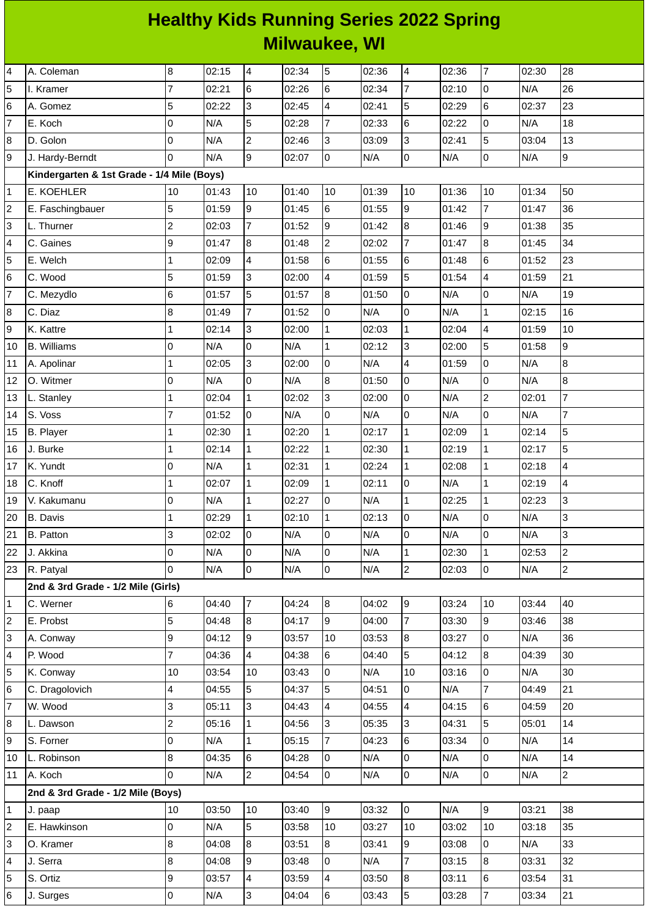# Healthy Kids Running Series 2022 Spring
## Milwaukee, WI

| | | | | | | | | | | | | |
|---|---|---|---|---|---|---|---|---|---|---|---|---|
| 4 | A. Coleman | 8 | 02:15 | 4 | 02:34 | 5 | 02:36 | 4 | 02:36 | 7 | 02:30 | 28 |
| 5 | I. Kramer | 7 | 02:21 | 6 | 02:26 | 6 | 02:34 | 7 | 02:10 | 0 | N/A | 26 |
| 6 | A. Gomez | 5 | 02:22 | 3 | 02:45 | 4 | 02:41 | 5 | 02:29 | 6 | 02:37 | 23 |
| 7 | E. Koch | 0 | N/A | 5 | 02:28 | 7 | 02:33 | 6 | 02:22 | 0 | N/A | 18 |
| 8 | D. Golon | 0 | N/A | 2 | 02:46 | 3 | 03:09 | 3 | 02:41 | 5 | 03:04 | 13 |
| 9 | J. Hardy-Berndt | 0 | N/A | 9 | 02:07 | 0 | N/A | 0 | N/A | 0 | N/A | 9 |
| | **Kindergarten & 1st Grade - 1/4 Mile (Boys)** | | | | | | | | | | | |
| 1 | E. KOEHLER | 10 | 01:43 | 10 | 01:40 | 10 | 01:39 | 10 | 01:36 | 10 | 01:34 | 50 |
| 2 | E. Faschingbauer | 5 | 01:59 | 9 | 01:45 | 6 | 01:55 | 9 | 01:42 | 7 | 01:47 | 36 |
| 3 | L. Thurner | 2 | 02:03 | 7 | 01:52 | 9 | 01:42 | 8 | 01:46 | 9 | 01:38 | 35 |
| 4 | C. Gaines | 9 | 01:47 | 8 | 01:48 | 2 | 02:02 | 7 | 01:47 | 8 | 01:45 | 34 |
| 5 | E. Welch | 1 | 02:09 | 4 | 01:58 | 6 | 01:55 | 6 | 01:48 | 6 | 01:52 | 23 |
| 6 | C. Wood | 5 | 01:59 | 3 | 02:00 | 4 | 01:59 | 5 | 01:54 | 4 | 01:59 | 21 |
| 7 | C. Mezydlo | 6 | 01:57 | 5 | 01:57 | 8 | 01:50 | 0 | N/A | 0 | N/A | 19 |
| 8 | C. Diaz | 8 | 01:49 | 7 | 01:52 | 0 | N/A | 0 | N/A | 1 | 02:15 | 16 |
| 9 | K. Kattre | 1 | 02:14 | 3 | 02:00 | 1 | 02:03 | 1 | 02:04 | 4 | 01:59 | 10 |
| 10 | B. Williams | 0 | N/A | 0 | N/A | 1 | 02:12 | 3 | 02:00 | 5 | 01:58 | 9 |
| 11 | A. Apolinar | 1 | 02:05 | 3 | 02:00 | 0 | N/A | 4 | 01:59 | 0 | N/A | 8 |
| 12 | O. Witmer | 0 | N/A | 0 | N/A | 8 | 01:50 | 0 | N/A | 0 | N/A | 8 |
| 13 | L. Stanley | 1 | 02:04 | 1 | 02:02 | 3 | 02:00 | 0 | N/A | 2 | 02:01 | 7 |
| 14 | S. Voss | 7 | 01:52 | 0 | N/A | 0 | N/A | 0 | N/A | 0 | N/A | 7 |
| 15 | B. Player | 1 | 02:30 | 1 | 02:20 | 1 | 02:17 | 1 | 02:09 | 1 | 02:14 | 5 |
| 16 | J. Burke | 1 | 02:14 | 1 | 02:22 | 1 | 02:30 | 1 | 02:19 | 1 | 02:17 | 5 |
| 17 | K. Yundt | 0 | N/A | 1 | 02:31 | 1 | 02:24 | 1 | 02:08 | 1 | 02:18 | 4 |
| 18 | C. Knoff | 1 | 02:07 | 1 | 02:09 | 1 | 02:11 | 0 | N/A | 1 | 02:19 | 4 |
| 19 | V. Kakumanu | 0 | N/A | 1 | 02:27 | 0 | N/A | 1 | 02:25 | 1 | 02:23 | 3 |
| 20 | B. Davis | 1 | 02:29 | 1 | 02:10 | 1 | 02:13 | 0 | N/A | 0 | N/A | 3 |
| 21 | B. Patton | 3 | 02:02 | 0 | N/A | 0 | N/A | 0 | N/A | 0 | N/A | 3 |
| 22 | J. Akkina | 0 | N/A | 0 | N/A | 0 | N/A | 1 | 02:30 | 1 | 02:53 | 2 |
| 23 | R. Patyal | 0 | N/A | 0 | N/A | 0 | N/A | 2 | 02:03 | 0 | N/A | 2 |
| | **2nd & 3rd Grade - 1/2 Mile (Girls)** | | | | | | | | | | | |
| 1 | C. Werner | 6 | 04:40 | 7 | 04:24 | 8 | 04:02 | 9 | 03:24 | 10 | 03:44 | 40 |
| 2 | E. Probst | 5 | 04:48 | 8 | 04:17 | 9 | 04:00 | 7 | 03:30 | 9 | 03:46 | 38 |
| 3 | A. Conway | 9 | 04:12 | 9 | 03:57 | 10 | 03:53 | 8 | 03:27 | 0 | N/A | 36 |
| 4 | P. Wood | 7 | 04:36 | 4 | 04:38 | 6 | 04:40 | 5 | 04:12 | 8 | 04:39 | 30 |
| 5 | K. Conway | 10 | 03:54 | 10 | 03:43 | 0 | N/A | 10 | 03:16 | 0 | N/A | 30 |
| 6 | C. Dragolovich | 4 | 04:55 | 5 | 04:37 | 5 | 04:51 | 0 | N/A | 7 | 04:49 | 21 |
| 7 | W. Wood | 3 | 05:11 | 3 | 04:43 | 4 | 04:55 | 4 | 04:15 | 6 | 04:59 | 20 |
| 8 | L. Dawson | 2 | 05:16 | 1 | 04:56 | 3 | 05:35 | 3 | 04:31 | 5 | 05:01 | 14 |
| 9 | S. Forner | 0 | N/A | 1 | 05:15 | 7 | 04:23 | 6 | 03:34 | 0 | N/A | 14 |
| 10 | L. Robinson | 8 | 04:35 | 6 | 04:28 | 0 | N/A | 0 | N/A | 0 | N/A | 14 |
| 11 | A. Koch | 0 | N/A | 2 | 04:54 | 0 | N/A | 0 | N/A | 0 | N/A | 2 |
| | **2nd & 3rd Grade - 1/2 Mile (Boys)** | | | | | | | | | | | |
| 1 | J. paap | 10 | 03:50 | 10 | 03:40 | 9 | 03:32 | 0 | N/A | 9 | 03:21 | 38 |
| 2 | E. Hawkinson | 0 | N/A | 5 | 03:58 | 10 | 03:27 | 10 | 03:02 | 10 | 03:18 | 35 |
| 3 | O. Kramer | 8 | 04:08 | 8 | 03:51 | 8 | 03:41 | 9 | 03:08 | 0 | N/A | 33 |
| 4 | J. Serra | 8 | 04:08 | 9 | 03:48 | 0 | N/A | 7 | 03:15 | 8 | 03:31 | 32 |
| 5 | S. Ortiz | 9 | 03:57 | 4 | 03:59 | 4 | 03:50 | 8 | 03:11 | 6 | 03:54 | 31 |
| 6 | J. Surges | 0 | N/A | 3 | 04:04 | 6 | 03:43 | 5 | 03:28 | 7 | 03:34 | 21 |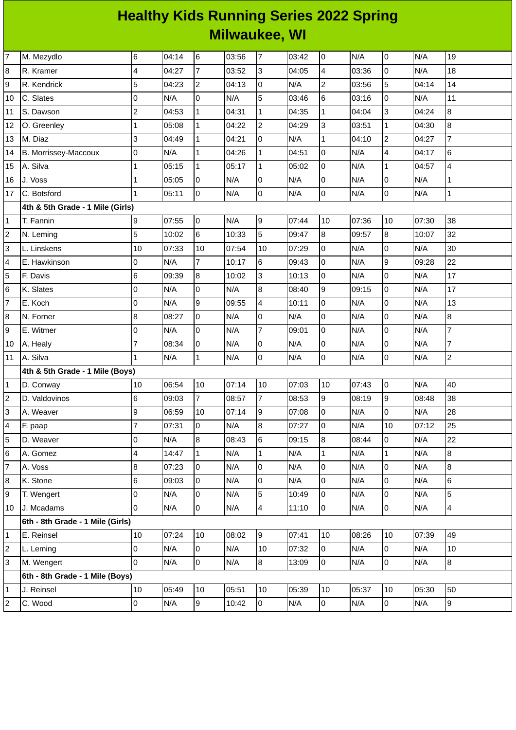# Healthy Kids Running Series 2022 Spring
## Milwaukee, WI

| | | | | | | | | | | | | |
|---|---|---|---|---|---|---|---|---|---|---|---|---|
| 7 | M. Mezydlo | 6 | 04:14 | 6 | 03:56 | 7 | 03:42 | 0 | N/A | 0 | N/A | 19 |
| 8 | R. Kramer | 4 | 04:27 | 7 | 03:52 | 3 | 04:05 | 4 | 03:36 | 0 | N/A | 18 |
| 9 | R. Kendrick | 5 | 04:23 | 2 | 04:13 | 0 | N/A | 2 | 03:56 | 5 | 04:14 | 14 |
| 10 | C. Slates | 0 | N/A | 0 | N/A | 5 | 03:46 | 6 | 03:16 | 0 | N/A | 11 |
| 11 | S. Dawson | 2 | 04:53 | 1 | 04:31 | 1 | 04:35 | 1 | 04:04 | 3 | 04:24 | 8 |
| 12 | O. Greenley | 1 | 05:08 | 1 | 04:22 | 2 | 04:29 | 3 | 03:51 | 1 | 04:30 | 8 |
| 13 | M. Diaz | 3 | 04:49 | 1 | 04:21 | 0 | N/A | 1 | 04:10 | 2 | 04:27 | 7 |
| 14 | B. Morrissey-Maccoux | 0 | N/A | 1 | 04:26 | 1 | 04:51 | 0 | N/A | 4 | 04:17 | 6 |
| 15 | A. Silva | 1 | 05:15 | 1 | 05:17 | 1 | 05:02 | 0 | N/A | 1 | 04:57 | 4 |
| 16 | J. Voss | 1 | 05:05 | 0 | N/A | 0 | N/A | 0 | N/A | 0 | N/A | 1 |
| 17 | C. Botsford | 1 | 05:11 | 0 | N/A | 0 | N/A | 0 | N/A | 0 | N/A | 1 |
| | **4th & 5th Grade - 1 Mile (Girls)** | | | | | | | | | | | |
| 1 | T. Fannin | 9 | 07:55 | 0 | N/A | 9 | 07:44 | 10 | 07:36 | 10 | 07:30 | 38 |
| 2 | N. Leming | 5 | 10:02 | 6 | 10:33 | 5 | 09:47 | 8 | 09:57 | 8 | 10:07 | 32 |
| 3 | L. Linskens | 10 | 07:33 | 10 | 07:54 | 10 | 07:29 | 0 | N/A | 0 | N/A | 30 |
| 4 | E. Hawkinson | 0 | N/A | 7 | 10:17 | 6 | 09:43 | 0 | N/A | 9 | 09:28 | 22 |
| 5 | F. Davis | 6 | 09:39 | 8 | 10:02 | 3 | 10:13 | 0 | N/A | 0 | N/A | 17 |
| 6 | K. Slates | 0 | N/A | 0 | N/A | 8 | 08:40 | 9 | 09:15 | 0 | N/A | 17 |
| 7 | E. Koch | 0 | N/A | 9 | 09:55 | 4 | 10:11 | 0 | N/A | 0 | N/A | 13 |
| 8 | N. Forner | 8 | 08:27 | 0 | N/A | 0 | N/A | 0 | N/A | 0 | N/A | 8 |
| 9 | E. Witmer | 0 | N/A | 0 | N/A | 7 | 09:01 | 0 | N/A | 0 | N/A | 7 |
| 10 | A. Healy | 7 | 08:34 | 0 | N/A | 0 | N/A | 0 | N/A | 0 | N/A | 7 |
| 11 | A. Silva | 1 | N/A | 1 | N/A | 0 | N/A | 0 | N/A | 0 | N/A | 2 |
| | **4th & 5th Grade - 1 Mile (Boys)** | | | | | | | | | | | |
| 1 | D. Conway | 10 | 06:54 | 10 | 07:14 | 10 | 07:03 | 10 | 07:43 | 0 | N/A | 40 |
| 2 | D. Valdovinos | 6 | 09:03 | 7 | 08:57 | 7 | 08:53 | 9 | 08:19 | 9 | 08:48 | 38 |
| 3 | A. Weaver | 9 | 06:59 | 10 | 07:14 | 9 | 07:08 | 0 | N/A | 0 | N/A | 28 |
| 4 | F. paap | 7 | 07:31 | 0 | N/A | 8 | 07:27 | 0 | N/A | 10 | 07:12 | 25 |
| 5 | D. Weaver | 0 | N/A | 8 | 08:43 | 6 | 09:15 | 8 | 08:44 | 0 | N/A | 22 |
| 6 | A. Gomez | 4 | 14:47 | 1 | N/A | 1 | N/A | 1 | N/A | 1 | N/A | 8 |
| 7 | A. Voss | 8 | 07:23 | 0 | N/A | 0 | N/A | 0 | N/A | 0 | N/A | 8 |
| 8 | K. Stone | 6 | 09:03 | 0 | N/A | 0 | N/A | 0 | N/A | 0 | N/A | 6 |
| 9 | T. Wengert | 0 | N/A | 0 | N/A | 5 | 10:49 | 0 | N/A | 0 | N/A | 5 |
| 10 | J. Mcadams | 0 | N/A | 0 | N/A | 4 | 11:10 | 0 | N/A | 0 | N/A | 4 |
| | **6th - 8th Grade - 1 Mile (Girls)** | | | | | | | | | | | |
| 1 | E. Reinsel | 10 | 07:24 | 10 | 08:02 | 9 | 07:41 | 10 | 08:26 | 10 | 07:39 | 49 |
| 2 | L. Leming | 0 | N/A | 0 | N/A | 10 | 07:32 | 0 | N/A | 0 | N/A | 10 |
| 3 | M. Wengert | 0 | N/A | 0 | N/A | 8 | 13:09 | 0 | N/A | 0 | N/A | 8 |
| | **6th - 8th Grade - 1 Mile (Boys)** | | | | | | | | | | | |
| 1 | J. Reinsel | 10 | 05:49 | 10 | 05:51 | 10 | 05:39 | 10 | 05:37 | 10 | 05:30 | 50 |
| 2 | C. Wood | 0 | N/A | 9 | 10:42 | 0 | N/A | 0 | N/A | 0 | N/A | 9 |